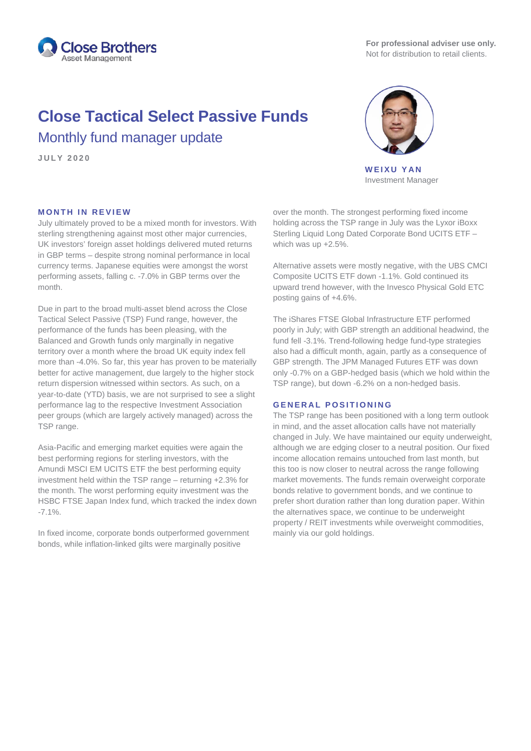**For professional adviser use only.**
Not for distribution to retail clients.

# Close Tactical Select Passive Funds

## Monthly fund manager update

**JULY 2020**

**WEIXU YAN**
Investment Manager

### MONTH IN REVIEW

July ultimately proved to be a mixed month for investors. With sterling strengthening against most other major currencies, UK investors' foreign asset holdings delivered muted returns in GBP terms – despite strong nominal performance in local currency terms. Japanese equities were amongst the worst performing assets, falling c. -7.0% in GBP terms over the month.

Due in part to the broad multi-asset blend across the Close Tactical Select Passive (TSP) Fund range, however, the performance of the funds has been pleasing, with the Balanced and Growth funds only marginally in negative territory over a month where the broad UK equity index fell more than -4.0%. So far, this year has proven to be materially better for active management, due largely to the higher stock return dispersion witnessed within sectors. As such, on a year-to-date (YTD) basis, we are not surprised to see a slight performance lag to the respective Investment Association peer groups (which are largely actively managed) across the TSP range.

Asia-Pacific and emerging market equities were again the best performing regions for sterling investors, with the Amundi MSCI EM UCITS ETF the best performing equity investment held within the TSP range – returning +2.3% for the month. The worst performing equity investment was the HSBC FTSE Japan Index fund, which tracked the index down -7.1%.

In fixed income, corporate bonds outperformed government bonds, while inflation-linked gilts were marginally positive over the month. The strongest performing fixed income holding across the TSP range in July was the Lyxor iBoxx Sterling Liquid Long Dated Corporate Bond UCITS ETF – which was up +2.5%.

Alternative assets were mostly negative, with the UBS CMCI Composite UCITS ETF down -1.1%. Gold continued its upward trend however, with the Invesco Physical Gold ETC posting gains of +4.6%.

The iShares FTSE Global Infrastructure ETF performed poorly in July; with GBP strength an additional headwind, the fund fell -3.1%. Trend-following hedge fund-type strategies also had a difficult month, again, partly as a consequence of GBP strength. The JPM Managed Futures ETF was down only -0.7% on a GBP-hedged basis (which we hold within the TSP range), but down -6.2% on a non-hedged basis.

### GENERAL POSITIONING

The TSP range has been positioned with a long term outlook in mind, and the asset allocation calls have not materially changed in July. We have maintained our equity underweight, although we are edging closer to a neutral position. Our fixed income allocation remains untouched from last month, but this too is now closer to neutral across the range following market movements. The funds remain overweight corporate bonds relative to government bonds, and we continue to prefer short duration rather than long duration paper. Within the alternatives space, we continue to be underweight property / REIT investments while overweight commodities, mainly via our gold holdings.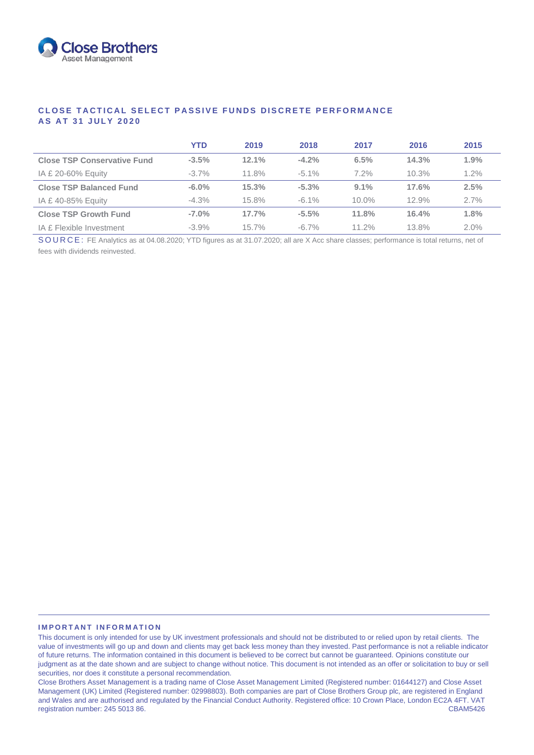Close Brothers Asset Management

## CLOSE TACTICAL SELECT PASSIVE FUNDS DISCRETE PERFORMANCE AS AT 31 JULY 2020

| | YTD | 2019 | 2018 | 2017 | 2016 | 2015 |
|---|---|---|---|---|---|---|
| **Close TSP Conservative Fund** | **-3.5%** | **12.1%** | **-4.2%** | **6.5%** | **14.3%** | **1.9%** |
| IA £ 20-60% Equity | -3.7% | 11.8% | -5.1% | 7.2% | 10.3% | 1.2% |
| **Close TSP Balanced Fund** | **-6.0%** | **15.3%** | **-5.3%** | **9.1%** | **17.6%** | **2.5%** |
| IA £ 40-85% Equity | -4.3% | 15.8% | -6.1% | 10.0% | 12.9% | 2.7% |
| **Close TSP Growth Fund** | **-7.0%** | **17.7%** | **-5.5%** | **11.8%** | **16.4%** | **1.8%** |
| IA £ Flexible Investment | -3.9% | 15.7% | -6.7% | 11.2% | 13.8% | 2.0% |

SOURCE: FE Analytics as at 04.08.2020; YTD figures as at 31.07.2020; all are X Acc share classes; performance is total returns, net of fees with dividends reinvested.

### IMPORTANT INFORMATION

This document is only intended for use by UK investment professionals and should not be distributed to or relied upon by retail clients. The value of investments will go up and down and clients may get back less money than they invested. Past performance is not a reliable indicator of future returns. The information contained in this document is believed to be correct but cannot be guaranteed. Opinions constitute our judgment as at the date shown and are subject to change without notice. This document is not intended as an offer or solicitation to buy or sell securities, nor does it constitute a personal recommendation.

Close Brothers Asset Management is a trading name of Close Asset Management Limited (Registered number: 01644127) and Close Asset Management (UK) Limited (Registered number: 02998803). Both companies are part of Close Brothers Group plc, are registered in England and Wales and are authorised and regulated by the Financial Conduct Authority. Registered office: 10 Crown Place, London EC2A 4FT. VAT registration number: 245 5013 86. CBAM5426